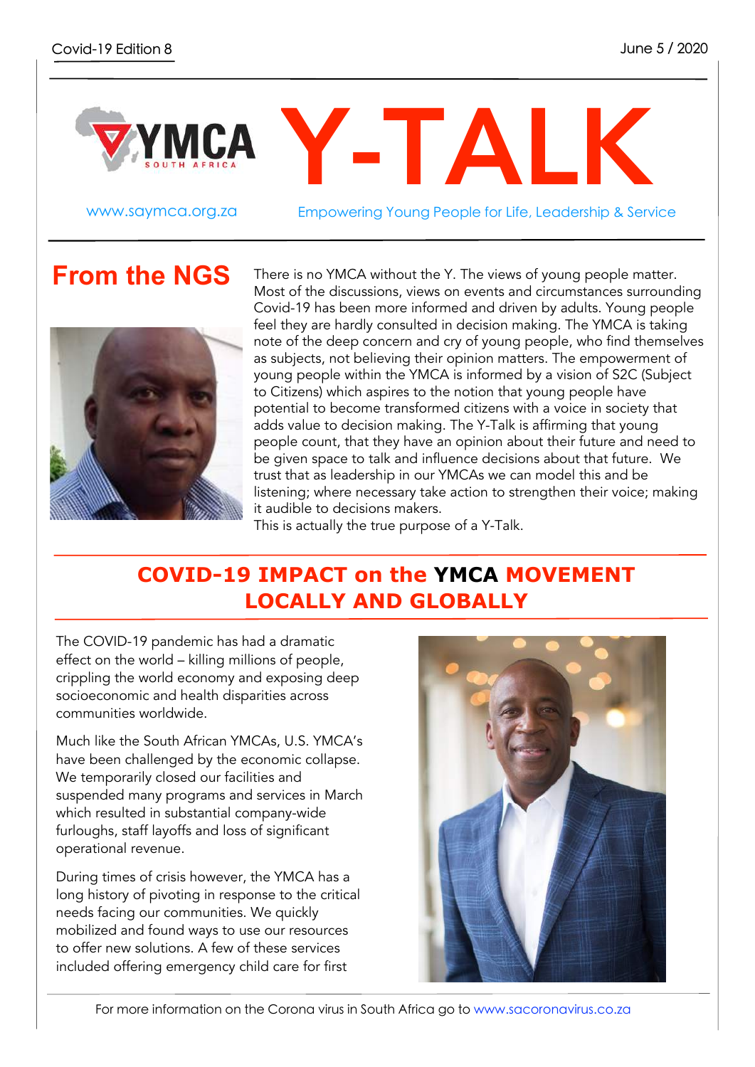Covid-19 Edition 8

June 5 / 2020

# Y-TALK

www.saymca.org.za

Empowering Young People for Life, Leadership & Service

## From the NGS

There is no YMCA without the Y. The views of young people matter. Most of the discussions, views on events and circumstances surrounding Covid-19 has been more informed and driven by adults. Young people feel they are hardly consulted in decision making. The YMCA is taking note of the deep concern and cry of young people, who find themselves as subjects, not believing their opinion matters. The empowerment of young people within the YMCA is informed by a vision of S2C (Subject to Citizens) which aspires to the notion that young people have potential to become transformed citizens with a voice in society that adds value to decision making. The Y-Talk is affirming that young people count, that they have an opinion about their future and need to be given space to talk and influence decisions about that future. We trust that as leadership in our YMCAs we can model this and be listening; where necessary take action to strengthen their voice; making it audible to decisions makers.

This is actually the true purpose of a Y-Talk.

## COVID-19 IMPACT on the YMCA MOVEMENT LOCALLY AND GLOBALLY

The COVID-19 pandemic has had a dramatic effect on the world – killing millions of people, crippling the world economy and exposing deep socioeconomic and health disparities across communities worldwide.

Much like the South African YMCAs, U.S. YMCA's have been challenged by the economic collapse. We temporarily closed our facilities and suspended many programs and services in March which resulted in substantial company-wide furloughs, staff layoffs and loss of significant operational revenue.

During times of crisis however, the YMCA has a long history of pivoting in response to the critical needs facing our communities. We quickly mobilized and found ways to use our resources to offer new solutions. A few of these services included offering emergency child care for first

For more information on the Corona virus in South Africa go to www.sacoronavirus.co.za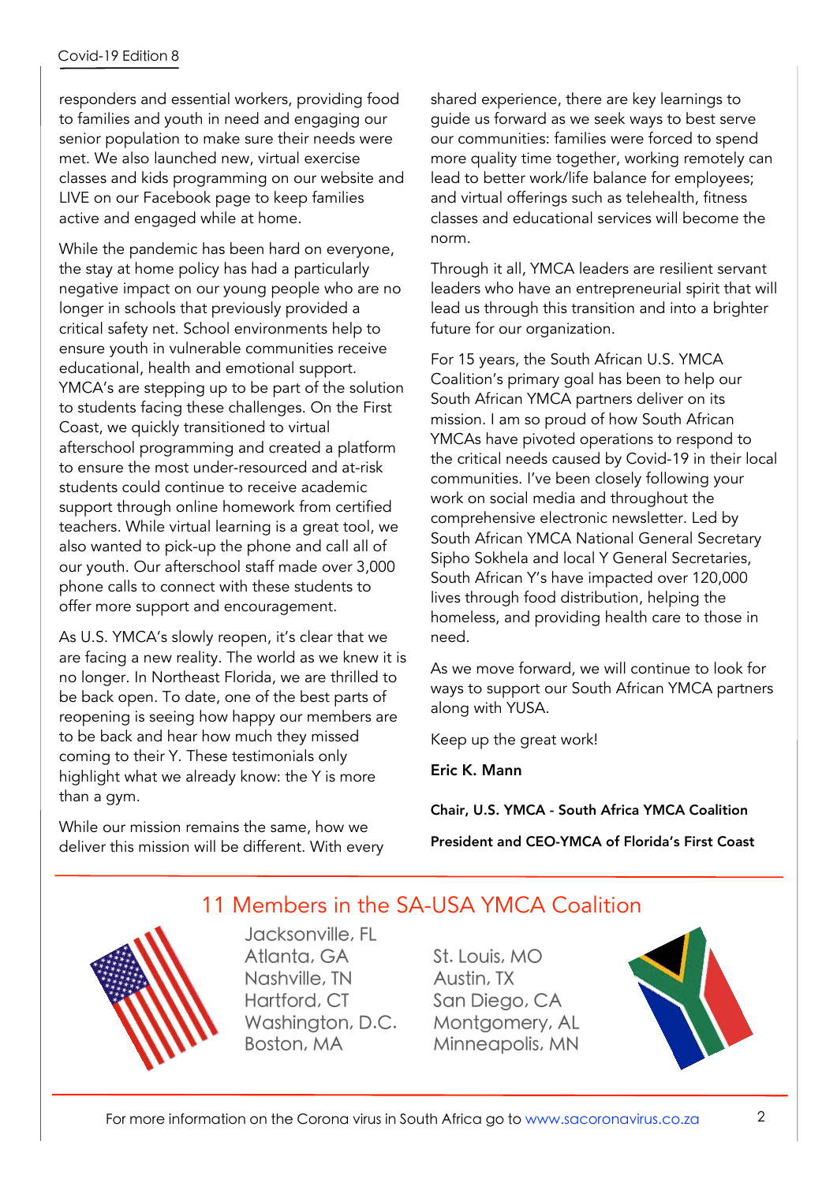responders and essential workers, providing food to families and youth in need and engaging our senior population to make sure their needs were met. We also launched new, virtual exercise classes and kids programming on our website and LIVE on our Facebook page to keep families active and engaged while at home.

While the pandemic has been hard on everyone, the stay at home policy has had a particularly negative impact on our young people who are no longer in schools that previously provided a critical safety net. School environments help to ensure youth in vulnerable communities receive educational, health and emotional support. YMCA's are stepping up to be part of the solution to students facing these challenges. On the First Coast, we quickly transitioned to virtual afterschool programming and created a platform to ensure the most under-resourced and at-risk students could continue to receive academic support through online homework from certified teachers. While virtual learning is a great tool, we also wanted to pick-up the phone and call all of our youth. Our afterschool staff made over 3,000 phone calls to connect with these students to offer more support and encouragement.

As U.S. YMCA's slowly reopen, it's clear that we are facing a new reality. The world as we knew it is no longer. In Northeast Florida, we are thrilled to be back open. To date, one of the best parts of reopening is seeing how happy our members are to be back and hear how much they missed coming to their Y. These testimonials only highlight what we already know: the Y is more than a gym.

While our mission remains the same, how we deliver this mission will be different. With every shared experience, there are key learnings to guide us forward as we seek ways to best serve our communities: families were forced to spend more quality time together, working remotely can lead to better work/life balance for employees; and virtual offerings such as telehealth, fitness classes and educational services will become the norm.

Through it all, YMCA leaders are resilient servant leaders who have an entrepreneurial spirit that will lead us through this transition and into a brighter future for our organization.

For 15 years, the South African U.S. YMCA Coalition's primary goal has been to help our South African YMCA partners deliver on its mission. I am so proud of how South African YMCAs have pivoted operations to respond to the critical needs caused by Covid-19 in their local communities. I've been closely following your work on social media and throughout the comprehensive electronic newsletter. Led by South African YMCA National General Secretary Sipho Sokhela and local Y General Secretaries, South African Y's have impacted over 120,000 lives through food distribution, helping the homeless, and providing health care to those in need.

As we move forward, we will continue to look for ways to support our South African YMCA partners along with YUSA.

Keep up the great work!

**Eric K. Mann**

**Chair, U.S. YMCA - South Africa YMCA Coalition**

**President and CEO-YMCA of Florida's First Coast**

## 11 Members in the SA-USA YMCA Coalition

- Jacksonville, FL
- Atlanta, GA
- Nashville, TN
- Hartford, CT
- Washington, D.C.
- Boston, MA
- St. Louis, MO
- Austin, TX
- San Diego, CA
- Montgomery, AL
- Minneapolis, MN

For more information on the Corona virus in South Africa go to www.sacoronavirus.co.za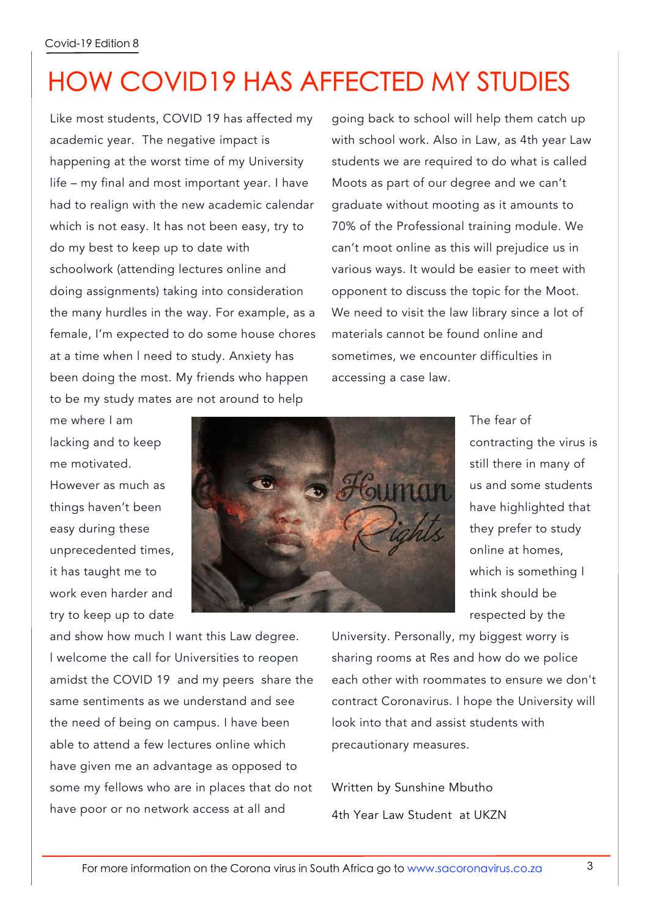# HOW COVID19 HAS AFFECTED MY STUDIES

Like most students, COVID 19 has affected my academic year. The negative impact is happening at the worst time of my University life – my final and most important year. I have had to realign with the new academic calendar which is not easy. It has not been easy, try to do my best to keep up to date with schoolwork (attending lectures online and doing assignments) taking into consideration the many hurdles in the way. For example, as a female, I'm expected to do some house chores at a time when I need to study. Anxiety has been doing the most. My friends who happen to be my study mates are not around to help me where I am lacking and to keep me motivated. However as much as things haven't been easy during these unprecedented times, it has taught me to work even harder and try to keep up to date and show how much I want this Law degree. I welcome the call for Universities to reopen amidst the COVID 19 and my peers share the same sentiments as we understand and see the need of being on campus. I have been able to attend a few lectures online which have given me an advantage as opposed to some my fellows who are in places that do not have poor or no network access at all and going back to school will help them catch up with school work. Also in Law, as 4th year Law students we are required to do what is called Moots as part of our degree and we can't graduate without mooting as it amounts to 70% of the Professional training module. We can't moot online as this will prejudice us in various ways. It would be easier to meet with opponent to discuss the topic for the Moot. We need to visit the law library since a lot of materials cannot be found online and sometimes, we encounter difficulties in accessing a case law.

The fear of contracting the virus is still there in many of us and some students have highlighted that they prefer to study online at homes, which is something I think should be respected by the University. Personally, my biggest worry is sharing rooms at Res and how do we police each other with roommates to ensure we don't contract Coronavirus. I hope the University will look into that and assist students with precautionary measures.

Written by Sunshine Mbutho

4th Year Law Student at UKZN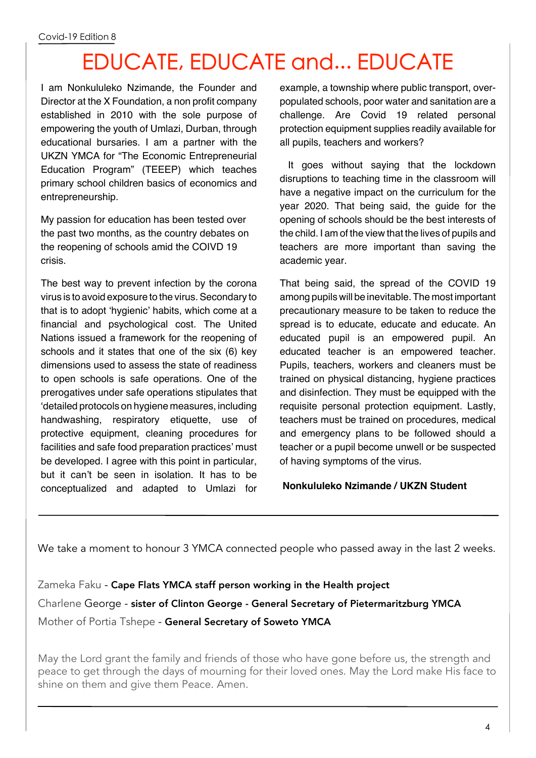# EDUCATE, EDUCATE and... EDUCATE

I am Nonkululeko Nzimande, the Founder and Director at the X Foundation, a non profit company established in 2010 with the sole purpose of empowering the youth of Umlazi, Durban, through educational bursaries. I am a partner with the UKZN YMCA for "The Economic Entrepreneurial Education Program" (TEEEP) which teaches primary school children basics of economics and entrepreneurship.

My passion for education has been tested over the past two months, as the country debates on the reopening of schools amid the COIVD 19 crisis.

The best way to prevent infection by the corona virus is to avoid exposure to the virus. Secondary to that is to adopt 'hygienic' habits, which come at a financial and psychological cost. The United Nations issued a framework for the reopening of schools and it states that one of the six (6) key dimensions used to assess the state of readiness to open schools is safe operations. One of the prerogatives under safe operations stipulates that 'detailed protocols on hygiene measures, including handwashing, respiratory etiquette, use of protective equipment, cleaning procedures for facilities and safe food preparation practices' must be developed. I agree with this point in particular, but it can't be seen in isolation. It has to be conceptualized and adapted to Umlazi for example, a township where public transport, over-populated schools, poor water and sanitation are a challenge. Are Covid 19 related personal protection equipment supplies readily available for all pupils, teachers and workers?

It goes without saying that the lockdown disruptions to teaching time in the classroom will have a negative impact on the curriculum for the year 2020. That being said, the guide for the opening of schools should be the best interests of the child. I am of the view that the lives of pupils and teachers are more important than saving the academic year.

That being said, the spread of the COVID 19 among pupils will be inevitable. The most important precautionary measure to be taken to reduce the spread is to educate, educate and educate. An educated pupil is an empowered pupil. An educated teacher is an empowered teacher. Pupils, teachers, workers and cleaners must be trained on physical distancing, hygiene practices and disinfection. They must be equipped with the requisite personal protection equipment. Lastly, teachers must be trained on procedures, medical and emergency plans to be followed should a teacher or a pupil become unwell or be suspected of having symptoms of the virus.

**Nonkululeko Nzimande / UKZN Student**

---

We take a moment to honour 3 YMCA connected people who passed away in the last 2 weeks.

Zameka Faku - **Cape Flats YMCA staff person working in the Health project**

Charlene George - **sister of Clinton George - General Secretary of Pietermaritzburg YMCA**

Mother of Portia Tshepe - **General Secretary of Soweto YMCA**

May the Lord grant the family and friends of those who have gone before us, the strength and peace to get through the days of mourning for their loved ones. May the Lord make His face to shine on them and give them Peace. Amen.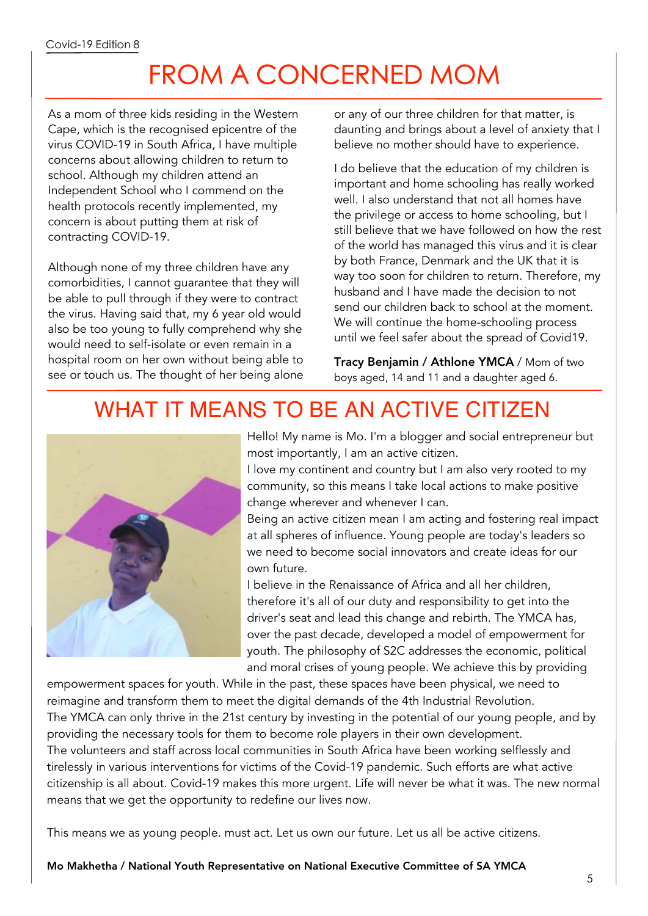# FROM A CONCERNED MOM

As a mom of three kids residing in the Western Cape, which is the recognised epicentre of the virus COVID-19 in South Africa, I have multiple concerns about allowing children to return to school. Although my children attend an Independent School who I commend on the health protocols recently implemented, my concern is about putting them at risk of contracting COVID-19.

Although none of my three children have any comorbidities, I cannot guarantee that they will be able to pull through if they were to contract the virus. Having said that, my 6 year old would also be too young to fully comprehend why she would need to self-isolate or even remain in a hospital room on her own without being able to see or touch us. The thought of her being alone or any of our three children for that matter, is daunting and brings about a level of anxiety that I believe no mother should have to experience.

I do believe that the education of my children is important and home schooling has really worked well. I also understand that not all homes have the privilege or access to home schooling, but I still believe that we have followed on how the rest of the world has managed this virus and it is clear by both France, Denmark and the UK that it is way too soon for children to return. Therefore, my husband and I have made the decision to not send our children back to school at the moment. We will continue the home-schooling process until we feel safer about the spread of Covid19.

**Tracy Benjamin / Athlone YMCA** / Mom of two boys aged, 14 and 11 and a daughter aged 6.

# WHAT IT MEANS TO BE AN ACTIVE CITIZEN

Hello! My name is Mo. I'm a blogger and social entrepreneur but most importantly, I am an active citizen.

I love my continent and country but I am also very rooted to my community, so this means I take local actions to make positive change wherever and whenever I can.

Being an active citizen mean I am acting and fostering real impact at all spheres of influence. Young people are today's leaders so we need to become social innovators and create ideas for our own future.

I believe in the Renaissance of Africa and all her children, therefore it's all of our duty and responsibility to get into the driver's seat and lead this change and rebirth. The YMCA has, over the past decade, developed a model of empowerment for youth. The philosophy of S2C addresses the economic, political and moral crises of young people. We achieve this by providing empowerment spaces for youth. While in the past, these spaces have been physical, we need to reimagine and transform them to meet the digital demands of the 4th Industrial Revolution.

The YMCA can only thrive in the 21st century by investing in the potential of our young people, and by providing the necessary tools for them to become role players in their own development.

The volunteers and staff across local communities in South Africa have been working selflessly and tirelessly in various interventions for victims of the Covid-19 pandemic. Such efforts are what active citizenship is all about. Covid-19 makes this more urgent. Life will never be what it was. The new normal means that we get the opportunity to redefine our lives now.

This means we as young people. must act. Let us own our future. Let us all be active citizens.

**Mo Makhetha / National Youth Representative on National Executive Committee of SA YMCA**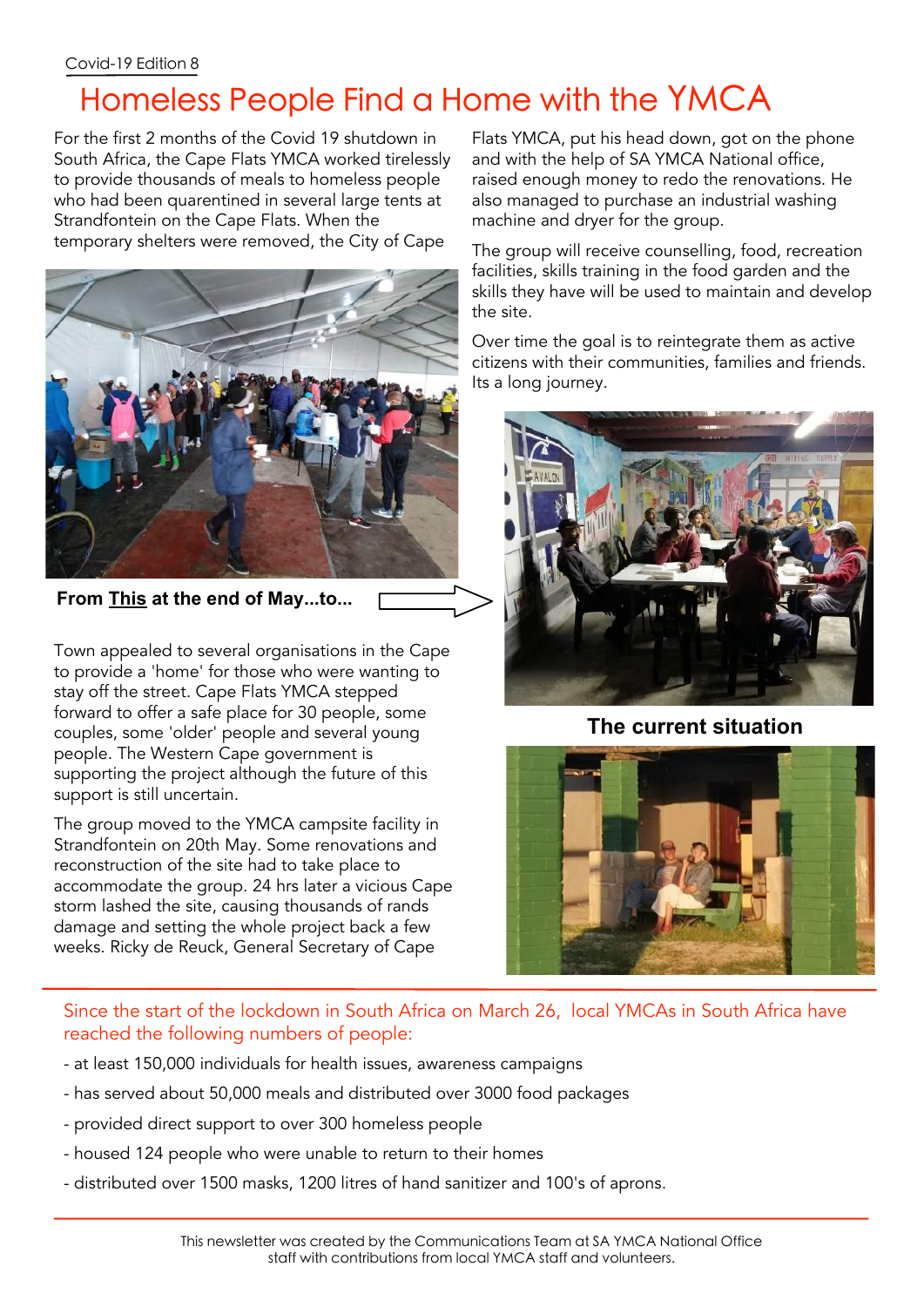Covid-19 Edition 8

# Homeless People Find a Home with the YMCA

For the first 2 months of the Covid 19 shutdown in South Africa, the Cape Flats YMCA worked tirelessly to provide thousands of meals to homeless people who had been quarentined in several large tents at Strandfontein on the Cape Flats. When the temporary shelters were removed, the City of Cape Town appealed to several organisations in the Cape to provide a 'home' for those who were wanting to stay off the street. Cape Flats YMCA stepped forward to offer a safe place for 30 people, some couples, some 'older' people and several young people. The Western Cape government is supporting the project although the future of this support is still uncertain.

**From This at the end of May...to...**

**The current situation**

The group moved to the YMCA campsite facility in Strandfontein on 20th May. Some renovations and reconstruction of the site had to take place to accommodate the group. 24 hrs later a vicious Cape storm lashed the site, causing thousands of rands damage and setting the whole project back a few weeks. Ricky de Reuck, General Secretary of Cape Flats YMCA, put his head down, got on the phone and with the help of SA YMCA National office, raised enough money to redo the renovations. He also managed to purchase an industrial washing machine and dryer for the group.

The group will receive counselling, food, recreation facilities, skills training in the food garden and the skills they have will be used to maintain and develop the site.

Over time the goal is to reintegrate them as active citizens with their communities, families and friends. Its a long journey.

Since the start of the lockdown in South Africa on March 26, local YMCAs in South Africa have reached the following numbers of people:

- at least 150,000 individuals for health issues, awareness campaigns
- has served about 50,000 meals and distributed over 3000 food packages
- provided direct support to over 300 homeless people
- housed 124 people who were unable to return to their homes
- distributed over 1500 masks, 1200 litres of hand sanitizer and 100's of aprons.

This newsletter was created by the Communications Team at SA YMCA National Office staff with contributions from local YMCA staff and volunteers.